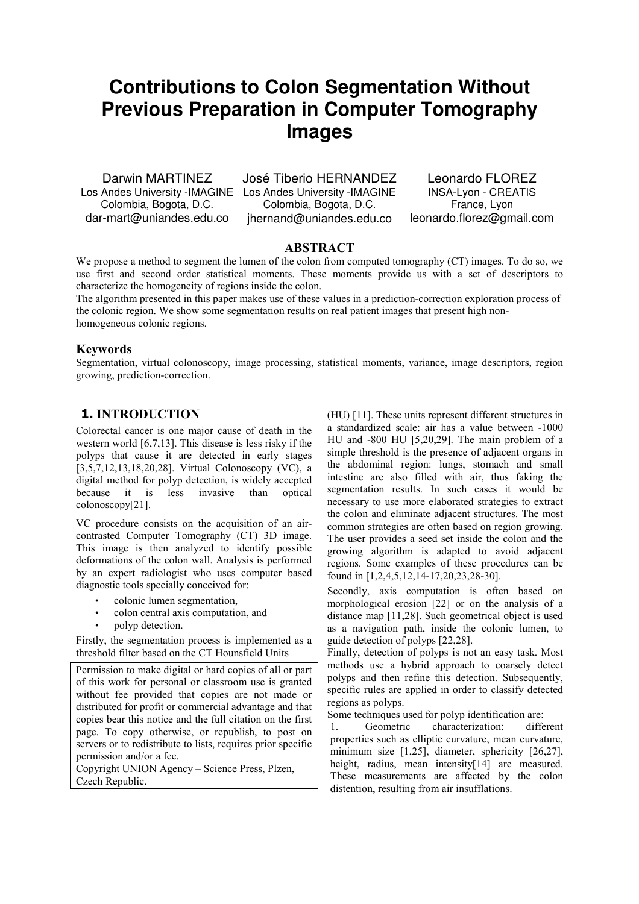# Contributions to Colon Segmentation Without Previous Preparation in Computer Tomography Images

Darwin MARTINEZ
Los Andes University -IMAGINE
Colombia, Bogota, D.C.
dar-mart@uniandes.edu.co

José Tiberio HERNANDEZ
Los Andes University -IMAGINE
Colombia, Bogota, D.C.
jhernand@uniandes.edu.co

Leonardo FLOREZ
INSA-Lyon - CREATIS
France, Lyon
leonardo.florez@gmail.com

## ABSTRACT

We propose a method to segment the lumen of the colon from computed tomography (CT) images. To do so, we use first and second order statistical moments. These moments provide us with a set of descriptors to characterize the homogeneity of regions inside the colon.

The algorithm presented in this paper makes use of these values in a prediction-correction exploration process of the colonic region. We show some segmentation results on real patient images that present high non-homogeneous colonic regions.

### Keywords

Segmentation, virtual colonoscopy, image processing, statistical moments, variance, image descriptors, region growing, prediction-correction.

## 1. INTRODUCTION

Colorectal cancer is one major cause of death in the western world [6,7,13]. This disease is less risky if the polyps that cause it are detected in early stages [3,5,7,12,13,18,20,28]. Virtual Colonoscopy (VC), a digital method for polyp detection, is widely accepted because it is less invasive than optical colonoscopy[21].

VC procedure consists on the acquisition of an air-contrasted Computer Tomography (CT) 3D image. This image is then analyzed to identify possible deformations of the colon wall. Analysis is performed by an expert radiologist who uses computer based diagnostic tools specially conceived for:

- colonic lumen segmentation,
- colon central axis computation, and
- polyp detection.

Firstly, the segmentation process is implemented as a threshold filter based on the CT Hounsfield Units (HU) [11]. These units represent different structures in a standardized scale: air has a value between -1000 HU and -800 HU [5,20,29]. The main problem of a simple threshold is the presence of adjacent organs in the abdominal region: lungs, stomach and small intestine are also filled with air, thus faking the segmentation results. In such cases it would be necessary to use more elaborated strategies to extract the colon and eliminate adjacent structures. The most common strategies are often based on region growing. The user provides a seed set inside the colon and the growing algorithm is adapted to avoid adjacent regions. Some examples of these procedures can be found in [1,2,4,5,12,14-17,20,23,28-30].

Secondly, axis computation is often based on morphological erosion [22] or on the analysis of a distance map [11,28]. Such geometrical object is used as a navigation path, inside the colonic lumen, to guide detection of polyps [22,28].

Finally, detection of polyps is not an easy task. Most methods use a hybrid approach to coarsely detect polyps and then refine this detection. Subsequently, specific rules are applied in order to classify detected regions as polyps.

Some techniques used for polyp identification are:

1. Geometric characterization: different properties such as elliptic curvature, mean curvature, minimum size [1,25], diameter, sphericity [26,27], height, radius, mean intensity[14] are measured. These measurements are affected by the colon distention, resulting from air insufflations.

Permission to make digital or hard copies of all or part of this work for personal or classroom use is granted without fee provided that copies are not made or distributed for profit or commercial advantage and that copies bear this notice and the full citation on the first page. To copy otherwise, or republish, to post on servers or to redistribute to lists, requires prior specific permission and/or a fee.
Copyright UNION Agency – Science Press, Plzen, Czech Republic.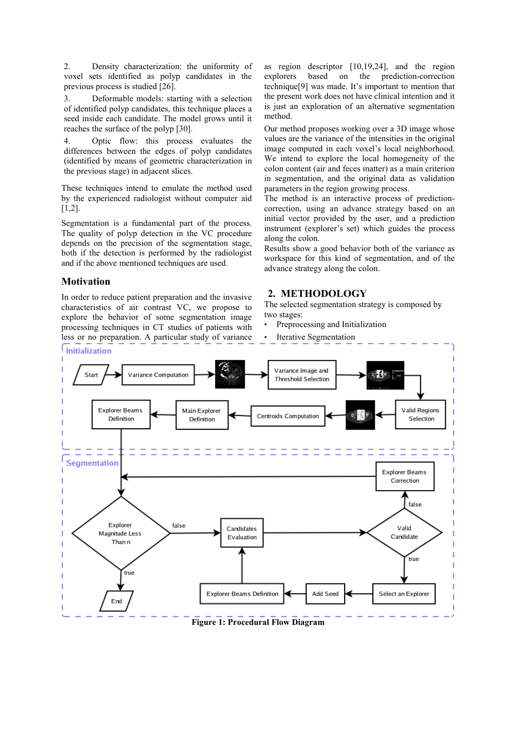2. Density characterization: the uniformity of voxel sets identified as polyp candidates in the previous process is studied [26].

3. Deformable models: starting with a selection of identified polyp candidates, this technique places a seed inside each candidate. The model grows until it reaches the surface of the polyp [30].

4. Optic flow: this process evaluates the differences between the edges of polyp candidates (identified by means of geometric characterization in the previous stage) in adjacent slices.

These techniques intend to emulate the method used by the experienced radiologist without computer aid [1,2].

Segmentation is a fundamental part of the process. The quality of polyp detection in the VC procedure depends on the precision of the segmentation stage, both if the detection is performed by the radiologist and if the above mentioned techniques are used.

## Motivation

In order to reduce patient preparation and the invasive characteristics of air contrast VC, we propose to explore the behavior of some segmentation image processing techniques in CT studies of patients with less or no preparation. A particular study of variance as region descriptor [10,19,24], and the region explorers based on the prediction-correction technique[9] was made. It's important to mention that the present work does not have clinical intention and it is just an exploration of an alternative segmentation method.

Our method proposes working over a 3D image whose values are the variance of the intensities in the original image computed in each voxel's local neighborhood. We intend to explore the local homogeneity of the colon content (air and feces matter) as a main criterion in segmentation, and the original data as validation parameters in the region growing process.

The method is an interactive process of prediction-correction, using an advance strategy based on an initial vector provided by the user, and a prediction instrument (explorer's set) which guides the process along the colon.

Results show a good behavior both of the variance as workspace for this kind of segmentation, and of the advance strategy along the colon.

## 2. METHODOLOGY

The selected segmentation strategy is composed by two stages:

- Preprocessing and Initialization
- Iterative Segmentation

**Figure 1: Procedural Flow Diagram**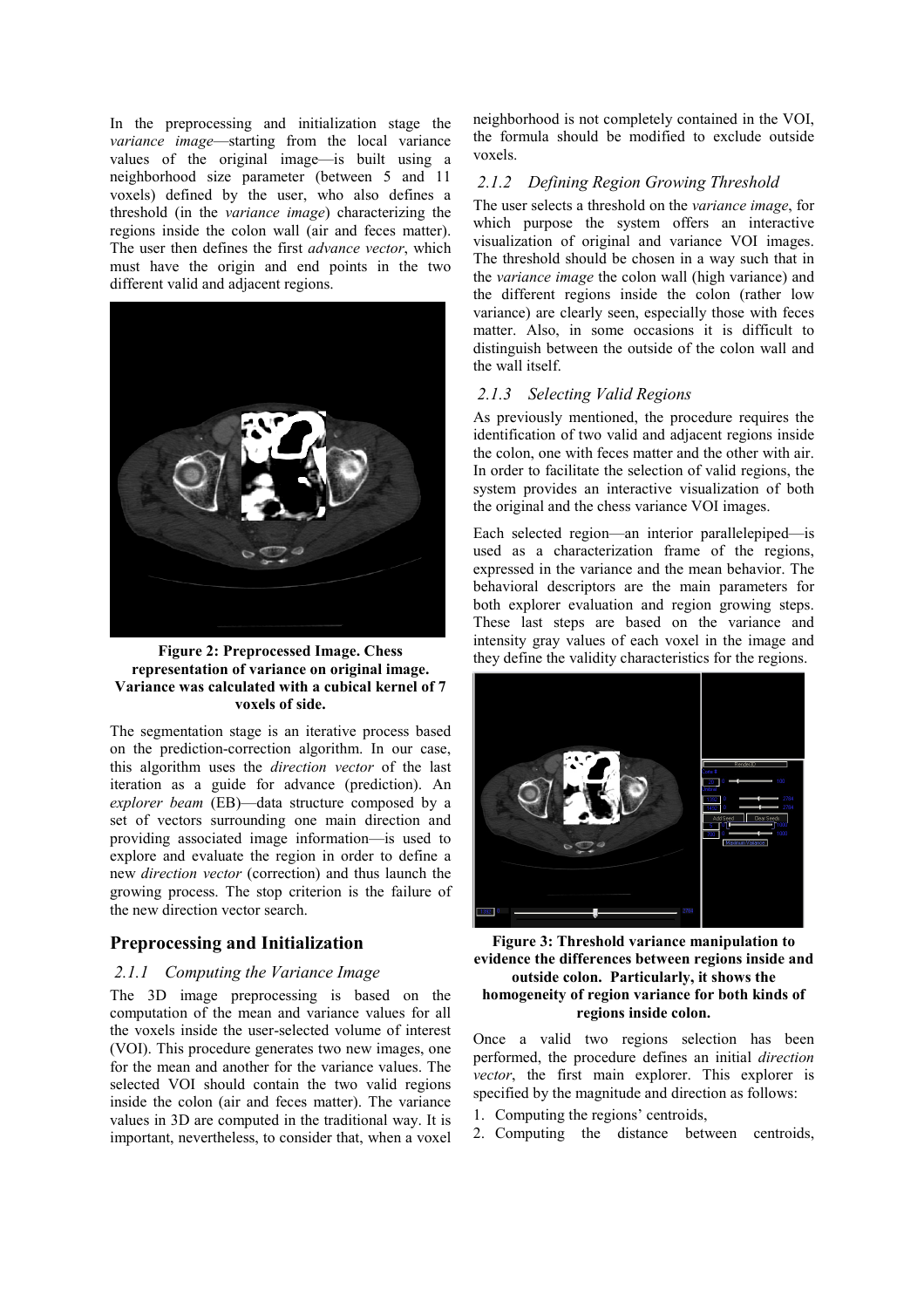In the preprocessing and initialization stage the *variance image*—starting from the local variance values of the original image—is built using a neighborhood size parameter (between 5 and 11 voxels) defined by the user, who also defines a threshold (in the *variance image*) characterizing the regions inside the colon wall (air and feces matter). The user then defines the first *advance vector*, which must have the origin and end points in the two different valid and adjacent regions.

**Figure 2: Preprocessed Image. Chess representation of variance on original image. Variance was calculated with a cubical kernel of 7 voxels of side.**

The segmentation stage is an iterative process based on the prediction-correction algorithm. In our case, this algorithm uses the *direction vector* of the last iteration as a guide for advance (prediction). An *explorer beam* (EB)—data structure composed by a set of vectors surrounding one main direction and providing associated image information—is used to explore and evaluate the region in order to define a new *direction vector* (correction) and thus launch the growing process. The stop criterion is the failure of the new direction vector search.

## Preprocessing and Initialization

### 2.1.1 Computing the Variance Image

The 3D image preprocessing is based on the computation of the mean and variance values for all the voxels inside the user-selected volume of interest (VOI). This procedure generates two new images, one for the mean and another for the variance values. The selected VOI should contain the two valid regions inside the colon (air and feces matter). The variance values in 3D are computed in the traditional way. It is important, nevertheless, to consider that, when a voxel neighborhood is not completely contained in the VOI, the formula should be modified to exclude outside voxels.

### 2.1.2 Defining Region Growing Threshold

The user selects a threshold on the *variance image*, for which purpose the system offers an interactive visualization of original and variance VOI images. The threshold should be chosen in a way such that in the *variance image* the colon wall (high variance) and the different regions inside the colon (rather low variance) are clearly seen, especially those with feces matter. Also, in some occasions it is difficult to distinguish between the outside of the colon wall and the wall itself.

### 2.1.3 Selecting Valid Regions

As previously mentioned, the procedure requires the identification of two valid and adjacent regions inside the colon, one with feces matter and the other with air. In order to facilitate the selection of valid regions, the system provides an interactive visualization of both the original and the chess variance VOI images.

Each selected region—an interior parallelepiped—is used as a characterization frame of the regions, expressed in the variance and the mean behavior. The behavioral descriptors are the main parameters for both explorer evaluation and region growing steps. These last steps are based on the variance and intensity gray values of each voxel in the image and they define the validity characteristics for the regions.

**Figure 3: Threshold variance manipulation to evidence the differences between regions inside and outside colon. Particularly, it shows the homogeneity of region variance for both kinds of regions inside colon.**

Once a valid two regions selection has been performed, the procedure defines an initial *direction vector*, the first main explorer. This explorer is specified by the magnitude and direction as follows:

1. Computing the regions' centroids,
2. Computing the distance between centroids,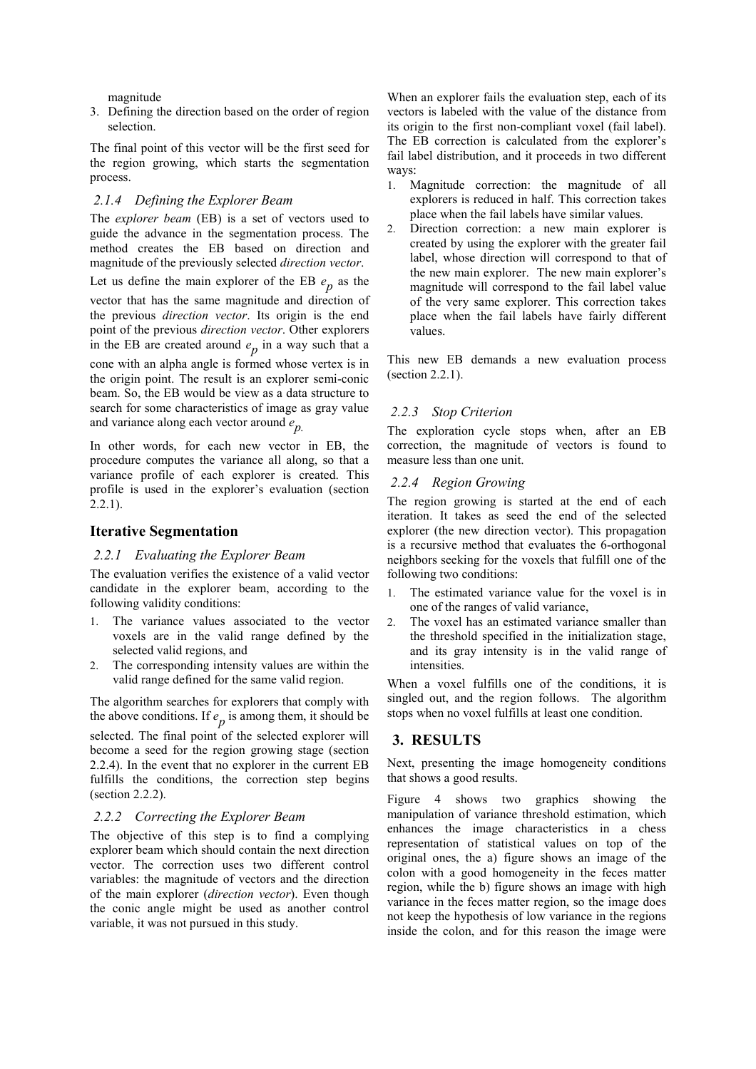magnitude

3. Defining the direction based on the order of region selection.

The final point of this vector will be the first seed for the region growing, which starts the segmentation process.

### 2.1.4 Defining the Explorer Beam

The *explorer beam* (EB) is a set of vectors used to guide the advance in the segmentation process. The method creates the EB based on direction and magnitude of the previously selected *direction vector*.

Let us define the main explorer of the EB $e_p$ as the vector that has the same magnitude and direction of the previous *direction vector*. Its origin is the end point of the previous *direction vector*. Other explorers in the EB are created around $e_p$ in a way such that a cone with an alpha angle is formed whose vertex is in the origin point. The result is an explorer semi-conic beam. So, the EB would be view as a data structure to search for some characteristics of image as gray value and variance along each vector around $e_p$.

In other words, for each new vector in EB, the procedure computes the variance all along, so that a variance profile of each explorer is created. This profile is used in the explorer's evaluation (section 2.2.1).

## Iterative Segmentation

### 2.2.1 Evaluating the Explorer Beam

The evaluation verifies the existence of a valid vector candidate in the explorer beam, according to the following validity conditions:

1. The variance values associated to the vector voxels are in the valid range defined by the selected valid regions, and
2. The corresponding intensity values are within the valid range defined for the same valid region.

The algorithm searches for explorers that comply with the above conditions. If $e_p$ is among them, it should be selected. The final point of the selected explorer will become a seed for the region growing stage (section 2.2.4). In the event that no explorer in the current EB fulfills the conditions, the correction step begins (section 2.2.2).

### 2.2.2 Correcting the Explorer Beam

The objective of this step is to find a complying explorer beam which should contain the next direction vector. The correction uses two different control variables: the magnitude of vectors and the direction of the main explorer (*direction vector*). Even though the conic angle might be used as another control variable, it was not pursued in this study.

When an explorer fails the evaluation step, each of its vectors is labeled with the value of the distance from its origin to the first non-compliant voxel (fail label). The EB correction is calculated from the explorer's fail label distribution, and it proceeds in two different ways:

1. Magnitude correction: the magnitude of all explorers is reduced in half. This correction takes place when the fail labels have similar values.
2. Direction correction: a new main explorer is created by using the explorer with the greater fail label, whose direction will correspond to that of the new main explorer. The new main explorer's magnitude will correspond to the fail label value of the very same explorer. This correction takes place when the fail labels have fairly different values.

This new EB demands a new evaluation process (section 2.2.1).

### 2.2.3 Stop Criterion

The exploration cycle stops when, after an EB correction, the magnitude of vectors is found to measure less than one unit.

### 2.2.4 Region Growing

The region growing is started at the end of each iteration. It takes as seed the end of the selected explorer (the new direction vector). This propagation is a recursive method that evaluates the 6-orthogonal neighbors seeking for the voxels that fulfill one of the following two conditions:

1. The estimated variance value for the voxel is in one of the ranges of valid variance,
2. The voxel has an estimated variance smaller than the threshold specified in the initialization stage, and its gray intensity is in the valid range of intensities.

When a voxel fulfills one of the conditions, it is singled out, and the region follows. The algorithm stops when no voxel fulfills at least one condition.

# 3. RESULTS

Next, presenting the image homogeneity conditions that shows a good results.

Figure 4 shows two graphics showing the manipulation of variance threshold estimation, which enhances the image characteristics in a chess representation of statistical values on top of the original ones, the a) figure shows an image of the colon with a good homogeneity in the feces matter region, while the b) figure shows an image with high variance in the feces matter region, so the image does not keep the hypothesis of low variance in the regions inside the colon, and for this reason the image were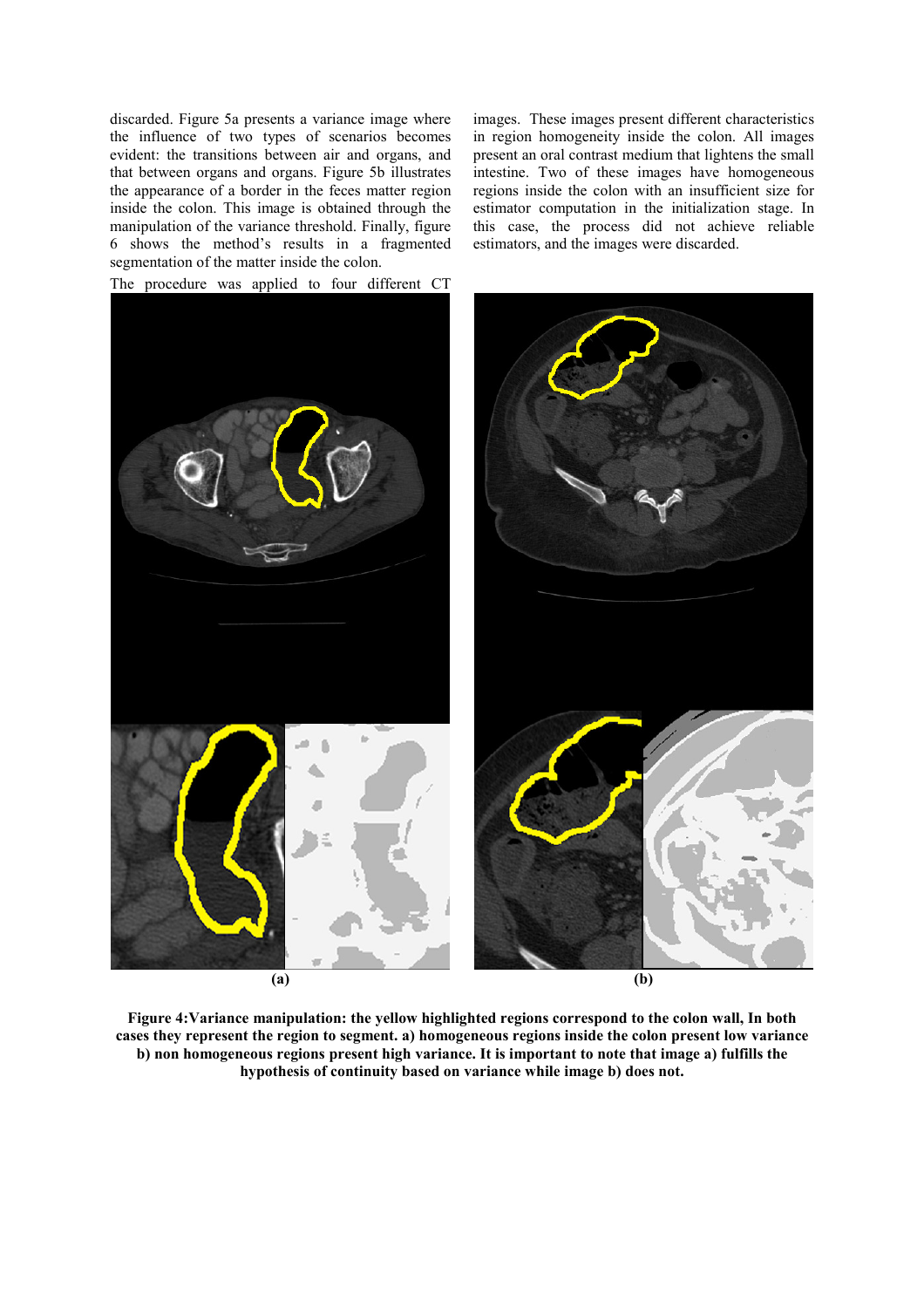discarded. Figure 5a presents a variance image where the influence of two types of scenarios becomes evident: the transitions between air and organs, and that between organs and organs. Figure 5b illustrates the appearance of a border in the feces matter region inside the colon. This image is obtained through the manipulation of the variance threshold. Finally, figure 6 shows the method's results in a fragmented segmentation of the matter inside the colon.

The procedure was applied to four different CT images. These images present different characteristics in region homogeneity inside the colon. All images present an oral contrast medium that lightens the small intestine. Two of these images have homogeneous regions inside the colon with an insufficient size for estimator computation in the initialization stage. In this case, the process did not achieve reliable estimators, and the images were discarded.

(a) (b)

**Figure 4:Variance manipulation: the yellow highlighted regions correspond to the colon wall, In both cases they represent the region to segment. a) homogeneous regions inside the colon present low variance b) non homogeneous regions present high variance. It is important to note that image a) fulfills the hypothesis of continuity based on variance while image b) does not.**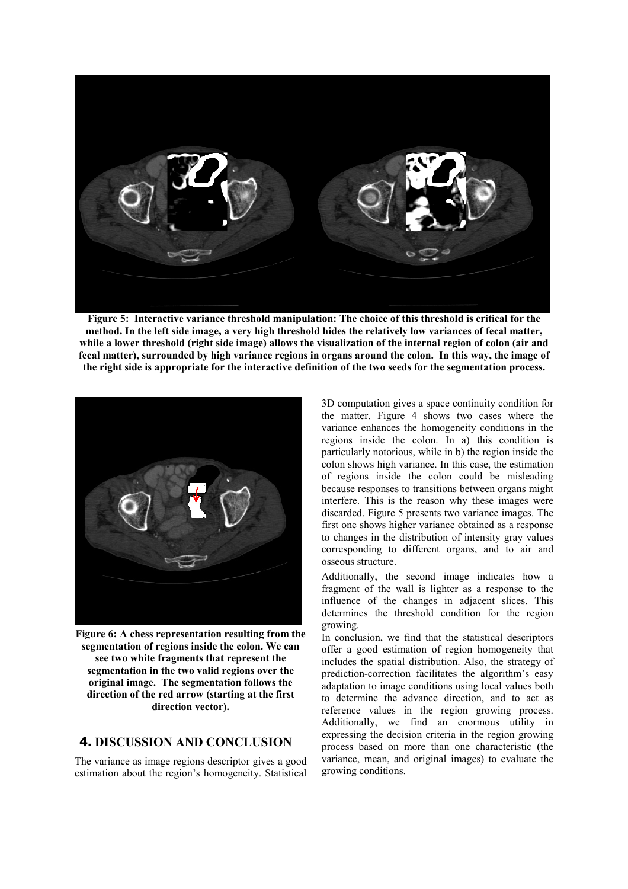**Figure 5: Interactive variance threshold manipulation: The choice of this threshold is critical for the method. In the left side image, a very high threshold hides the relatively low variances of fecal matter, while a lower threshold (right side image) allows the visualization of the internal region of colon (air and fecal matter), surrounded by high variance regions in organs around the colon. In this way, the image of the right side is appropriate for the interactive definition of the two seeds for the segmentation process.**

**Figure 6: A chess representation resulting from the segmentation of regions inside the colon. We can see two white fragments that represent the segmentation in the two valid regions over the original image. The segmentation follows the direction of the red arrow (starting at the first direction vector).**

## 4. DISCUSSION AND CONCLUSION

The variance as image regions descriptor gives a good estimation about the region's homogeneity. Statistical 3D computation gives a space continuity condition for the matter. Figure 4 shows two cases where the variance enhances the homogeneity conditions in the regions inside the colon. In a) this condition is particularly notorious, while in b) the region inside the colon shows high variance. In this case, the estimation of regions inside the colon could be misleading because responses to transitions between organs might interfere. This is the reason why these images were discarded. Figure 5 presents two variance images. The first one shows higher variance obtained as a response to changes in the distribution of intensity gray values corresponding to different organs, and to air and osseous structure.

Additionally, the second image indicates how a fragment of the wall is lighter as a response to the influence of the changes in adjacent slices. This determines the threshold condition for the region growing.

In conclusion, we find that the statistical descriptors offer a good estimation of region homogeneity that includes the spatial distribution. Also, the strategy of prediction-correction facilitates the algorithm's easy adaptation to image conditions using local values both to determine the advance direction, and to act as reference values in the region growing process. Additionally, we find an enormous utility in expressing the decision criteria in the region growing process based on more than one characteristic (the variance, mean, and original images) to evaluate the growing conditions.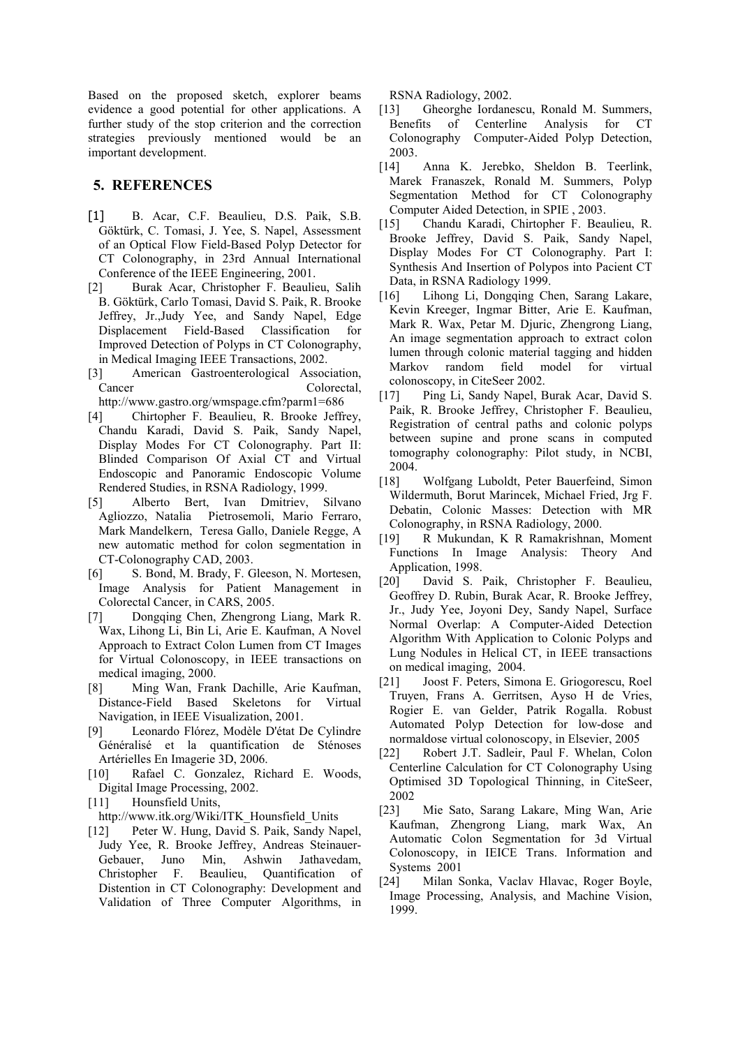Based on the proposed sketch, explorer beams evidence a good potential for other applications. A further study of the stop criterion and the correction strategies previously mentioned would be an important development.

## 5. REFERENCES

[1] B. Acar, C.F. Beaulieu, D.S. Paik, S.B. Göktürk, C. Tomasi, J. Yee, S. Napel, Assessment of an Optical Flow Field-Based Polyp Detector for CT Colonography, in 23rd Annual International Conference of the IEEE Engineering, 2001.

[2] Burak Acar, Christopher F. Beaulieu, Salih B. Göktürk, Carlo Tomasi, David S. Paik, R. Brooke Jeffrey, Jr.,Judy Yee, and Sandy Napel, Edge Displacement Field-Based Classification for Improved Detection of Polyps in CT Colonography, in Medical Imaging IEEE Transactions, 2002.

[3] American Gastroenterological Association, Cancer Colorectal, http://www.gastro.org/wmspage.cfm?parm1=686

[4] Chirtopher F. Beaulieu, R. Brooke Jeffrey, Chandu Karadi, David S. Paik, Sandy Napel, Display Modes For CT Colonography. Part II: Blinded Comparison Of Axial CT and Virtual Endoscopic and Panoramic Endoscopic Volume Rendered Studies, in RSNA Radiology, 1999.

[5] Alberto Bert, Ivan Dmitriev, Silvano Agliozzo, Natalia Pietrosemoli, Mario Ferraro, Mark Mandelkern, Teresa Gallo, Daniele Regge, A new automatic method for colon segmentation in CT-Colonography CAD, 2003.

[6] S. Bond, M. Brady, F. Gleeson, N. Mortesen, Image Analysis for Patient Management in Colorectal Cancer, in CARS, 2005.

[7] Dongqing Chen, Zhengrong Liang, Mark R. Wax, Lihong Li, Bin Li, Arie E. Kaufman, A Novel Approach to Extract Colon Lumen from CT Images for Virtual Colonoscopy, in IEEE transactions on medical imaging, 2000.

[8] Ming Wan, Frank Dachille, Arie Kaufman, Distance-Field Based Skeletons for Virtual Navigation, in IEEE Visualization, 2001.

[9] Leonardo Flórez, Modèle D'état De Cylindre Généralisé et la quantification de Sténoses Artérielles En Imagerie 3D, 2006.

[10] Rafael C. Gonzalez, Richard E. Woods, Digital Image Processing, 2002.

[11] Hounsfield Units, http://www.itk.org/Wiki/ITK_Hounsfield_Units

[12] Peter W. Hung, David S. Paik, Sandy Napel, Judy Yee, R. Brooke Jeffrey, Andreas Steinauer-Gebauer, Juno Min, Ashwin Jathavedam, Christopher F. Beaulieu, Quantification of Distention in CT Colonography: Development and Validation of Three Computer Algorithms, in RSNA Radiology, 2002.

[13] Gheorghe Iordanescu, Ronald M. Summers, Benefits of Centerline Analysis for CT Colonography Computer-Aided Polyp Detection, 2003.

[14] Anna K. Jerebko, Sheldon B. Teerlink, Marek Franaszek, Ronald M. Summers, Polyp Segmentation Method for CT Colonography Computer Aided Detection, in SPIE , 2003.

[15] Chandu Karadi, Chirtopher F. Beaulieu, R. Brooke Jeffrey, David S. Paik, Sandy Napel, Display Modes For CT Colonography. Part I: Synthesis And Insertion of Polypos into Pacient CT Data, in RSNA Radiology 1999.

[16] Lihong Li, Dongqing Chen, Sarang Lakare, Kevin Kreeger, Ingmar Bitter, Arie E. Kaufman, Mark R. Wax, Petar M. Djuric, Zhengrong Liang, An image segmentation approach to extract colon lumen through colonic material tagging and hidden Markov random field model for virtual colonoscopy, in CiteSeer 2002.

[17] Ping Li, Sandy Napel, Burak Acar, David S. Paik, R. Brooke Jeffrey, Christopher F. Beaulieu, Registration of central paths and colonic polyps between supine and prone scans in computed tomography colonography: Pilot study, in NCBI, 2004.

[18] Wolfgang Luboldt, Peter Bauerfeind, Simon Wildermuth, Borut Marincek, Michael Fried, Jrg F. Debatin, Colonic Masses: Detection with MR Colonography, in RSNA Radiology, 2000.

[19] R Mukundan, K R Ramakrishnan, Moment Functions In Image Analysis: Theory And Application, 1998.

[20] David S. Paik, Christopher F. Beaulieu, Geoffrey D. Rubin, Burak Acar, R. Brooke Jeffrey, Jr., Judy Yee, Joyoni Dey, Sandy Napel, Surface Normal Overlap: A Computer-Aided Detection Algorithm With Application to Colonic Polyps and Lung Nodules in Helical CT, in IEEE transactions on medical imaging, 2004.

[21] Joost F. Peters, Simona E. Griogorescu, Roel Truyen, Frans A. Gerritsen, Ayso H de Vries, Rogier E. van Gelder, Patrik Rogalla. Robust Automated Polyp Detection for low-dose and normaldose virtual colonoscopy, in Elsevier, 2005

[22] Robert J.T. Sadleir, Paul F. Whelan, Colon Centerline Calculation for CT Colonography Using Optimised 3D Topological Thinning, in CiteSeer, 2002

[23] Mie Sato, Sarang Lakare, Ming Wan, Arie Kaufman, Zhengrong Liang, mark Wax, An Automatic Colon Segmentation for 3d Virtual Colonoscopy, in IEICE Trans. Information and Systems 2001

[24] Milan Sonka, Vaclav Hlavac, Roger Boyle, Image Processing, Analysis, and Machine Vision, 1999.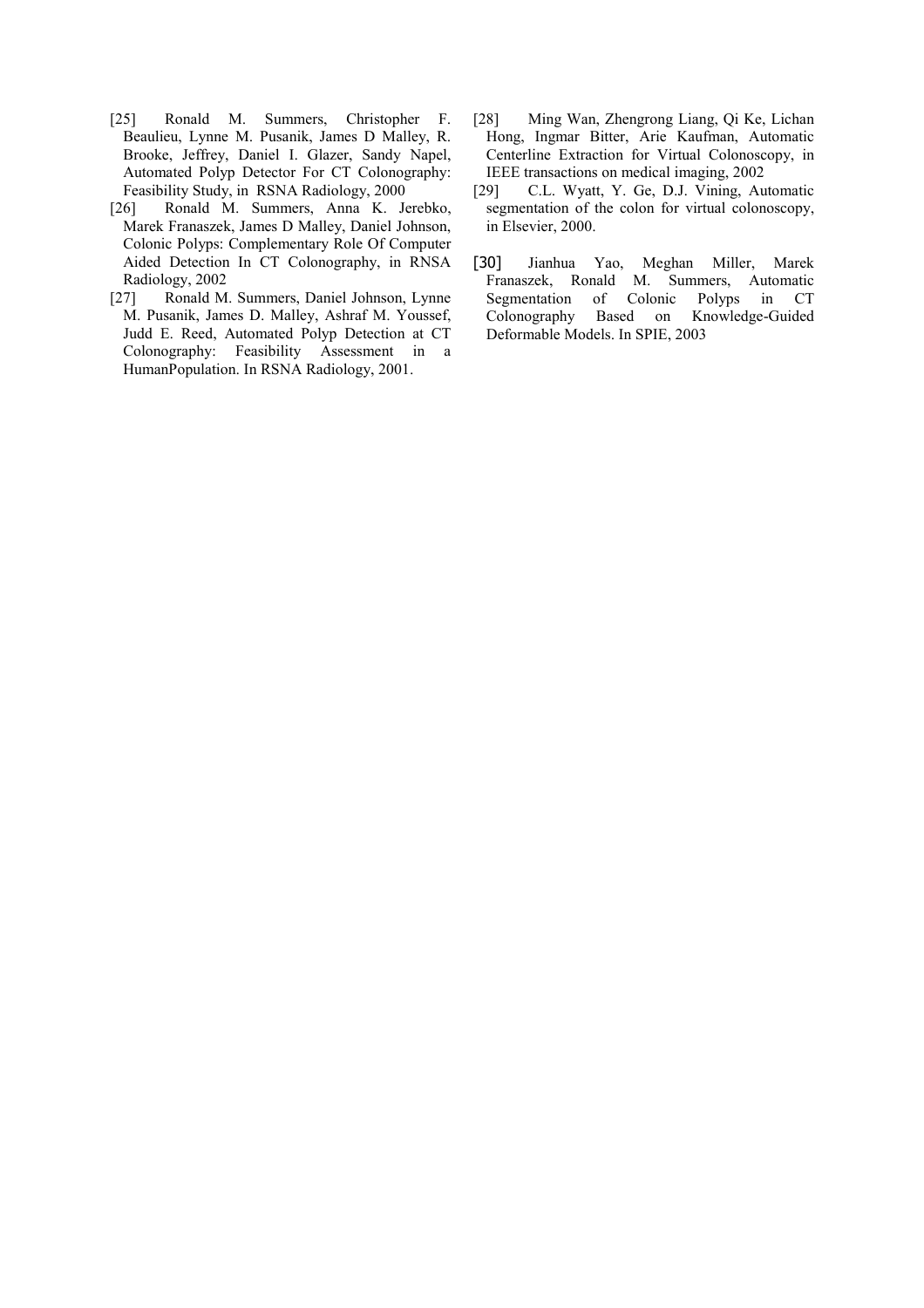[25] Ronald M. Summers, Christopher F. Beaulieu, Lynne M. Pusanik, James D Malley, R. Brooke, Jeffrey, Daniel I. Glazer, Sandy Napel, Automated Polyp Detector For CT Colonography: Feasibility Study, in RSNA Radiology, 2000

[26] Ronald M. Summers, Anna K. Jerebko, Marek Franaszek, James D Malley, Daniel Johnson, Colonic Polyps: Complementary Role Of Computer Aided Detection In CT Colonography, in RNSA Radiology, 2002

[27] Ronald M. Summers, Daniel Johnson, Lynne M. Pusanik, James D. Malley, Ashraf M. Youssef, Judd E. Reed, Automated Polyp Detection at CT Colonography: Feasibility Assessment in a HumanPopulation. In RSNA Radiology, 2001.

[28] Ming Wan, Zhengrong Liang, Qi Ke, Lichan Hong, Ingmar Bitter, Arie Kaufman, Automatic Centerline Extraction for Virtual Colonoscopy, in IEEE transactions on medical imaging, 2002

[29] C.L. Wyatt, Y. Ge, D.J. Vining, Automatic segmentation of the colon for virtual colonoscopy, in Elsevier, 2000.

[30] Jianhua Yao, Meghan Miller, Marek Franaszek, Ronald M. Summers, Automatic Segmentation of Colonic Polyps in CT Colonography Based on Knowledge-Guided Deformable Models. In SPIE, 2003